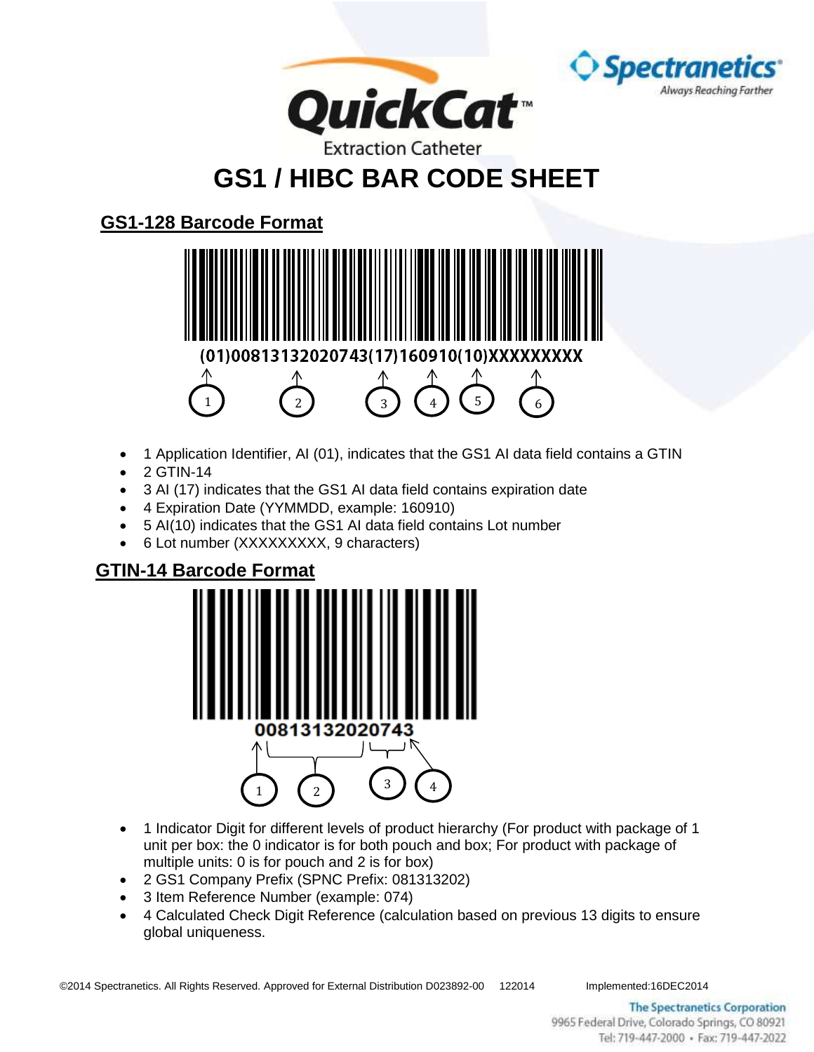QuickCat™

Extraction Catheter

Spectranetics® Always Reaching Farther

# GS1 / HIBC BAR CODE SHEET

## GS1-128 Barcode Format

(01)00813132020743(17)160910(10)XXXXXXXXX

- 1 Application Identifier, AI (01), indicates that the GS1 AI data field contains a GTIN
- 2 GTIN-14
- 3 AI (17) indicates that the GS1 AI data field contains expiration date
- 4 Expiration Date (YYMMDD, example: 160910)
- 5 AI(10) indicates that the GS1 AI data field contains Lot number
- 6 Lot number (XXXXXXXXX, 9 characters)

## GTIN-14 Barcode Format

00813132020743

- 1 Indicator Digit for different levels of product hierarchy (For product with package of 1 unit per box: the 0 indicator is for both pouch and box; For product with package of multiple units: 0 is for pouch and 2 is for box)
- 2 GS1 Company Prefix (SPNC Prefix: 081313202)
- 3 Item Reference Number (example: 074)
- 4 Calculated Check Digit Reference (calculation based on previous 13 digits to ensure global uniqueness.

©2014 Spectranetics. All Rights Reserved. Approved for External Distribution D023892-00 122014 Implemented:16DEC2014

The Spectranetics Corporation
9965 Federal Drive, Colorado Springs, CO 80921
Tel: 719-447-2000 • Fax: 719-447-2022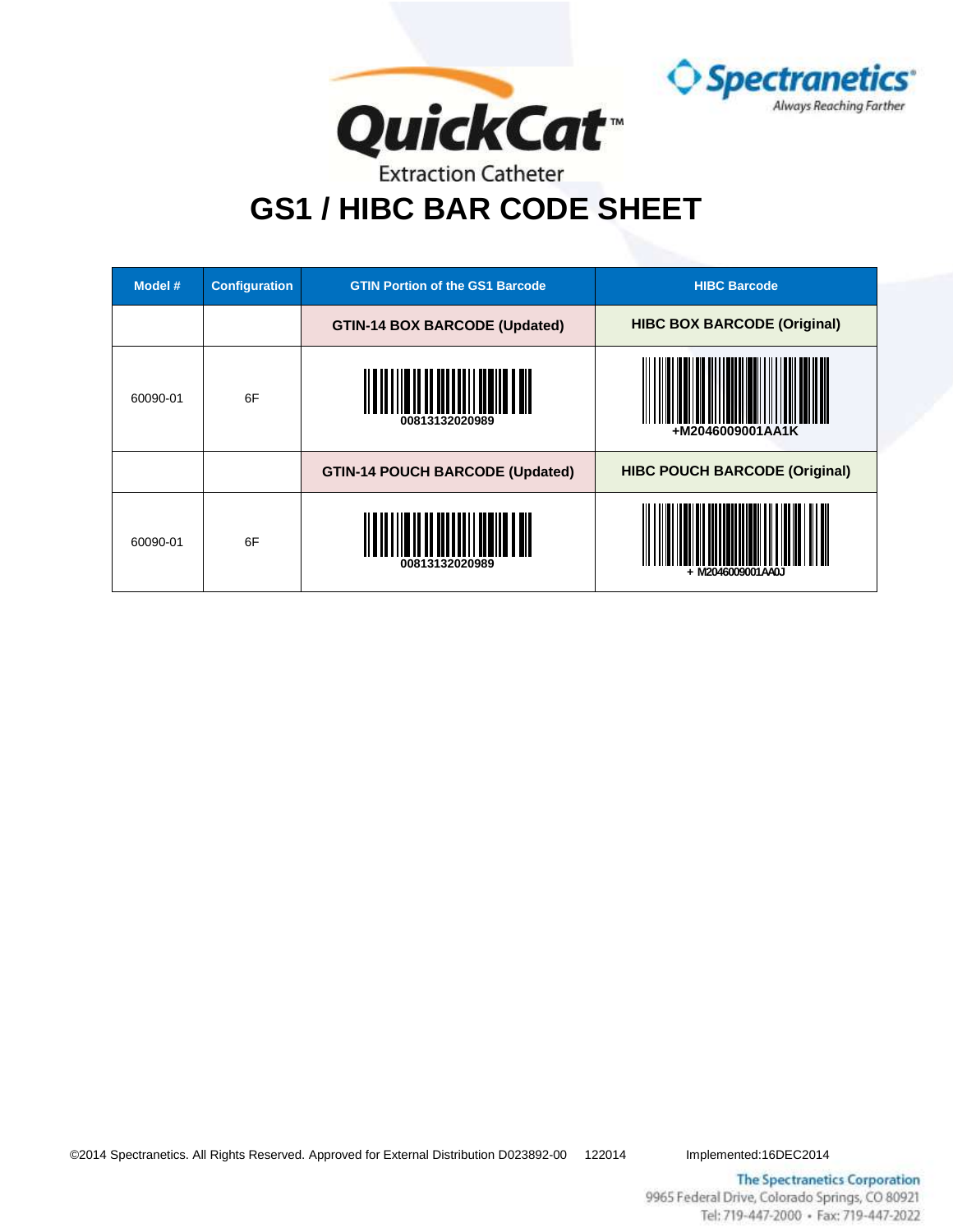QuickCat™

Extraction Catheter

Spectranetics®

Always Reaching Farther

# GS1 / HIBC BAR CODE SHEET

| Model # | Configuration | GTIN Portion of the GS1 Barcode | HIBC Barcode |
|---|---|---|---|
| | | **GTIN-14 BOX BARCODE (Updated)** | **HIBC BOX BARCODE (Original)** |
| 60090-01 | 6F | 00813132020989 | +M2046009001AA1K |
| | | **GTIN-14 POUCH BARCODE (Updated)** | **HIBC POUCH BARCODE (Original)** |
| 60090-01 | 6F | 00813132020989 | + M2046009001AA0J |

©2014 Spectranetics. All Rights Reserved. Approved for External Distribution D023892-00 122014 Implemented:16DEC2014

The Spectranetics Corporation
9965 Federal Drive, Colorado Springs, CO 80921
Tel: 719-447-2000 • Fax: 719-447-2022